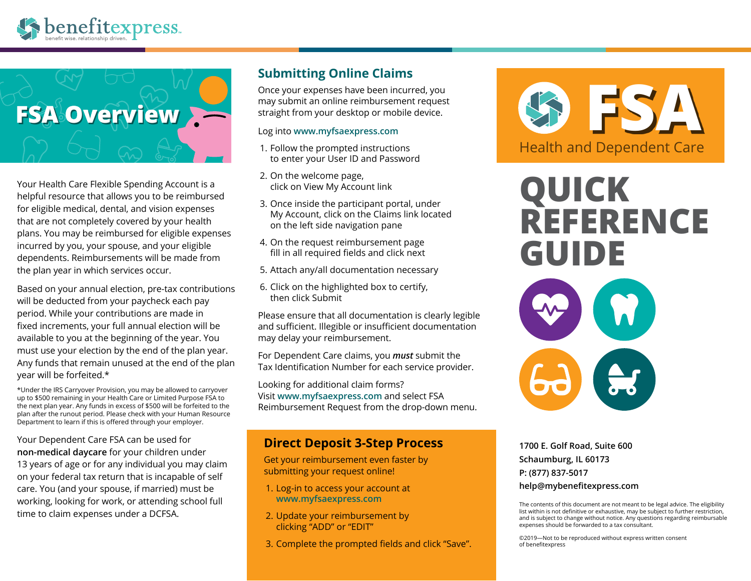benefitexpress
benefit wise. relationship driven.

# FSA Overview

Your Health Care Flexible Spending Account is a helpful resource that allows you to be reimbursed for eligible medical, dental, and vision expenses that are not completely covered by your health plans. You may be reimbursed for eligible expenses incurred by you, your spouse, and your eligible dependents. Reimbursements will be made from the plan year in which services occur.

Based on your annual election, pre-tax contributions will be deducted from your paycheck each pay period. While your contributions are made in fixed increments, your full annual election will be available to you at the beginning of the year. You must use your election by the end of the plan year. Any funds that remain unused at the end of the plan year will be forfeited.*

*Under the IRS Carryover Provision, you may be allowed to carryover up to $500 remaining in your Health Care or Limited Purpose FSA to the next plan year. Any funds in excess of $500 will be forfeited to the plan after the runout period. Please check with your Human Resource Department to learn if this is offered through your employer.

Your Dependent Care FSA can be used for **non-medical daycare** for your children under 13 years of age or for any individual you may claim on your federal tax return that is incapable of self care. You (and your spouse, if married) must be working, looking for work, or attending school full time to claim expenses under a DCFSA.

## Submitting Online Claims

Once your expenses have been incurred, you may submit an online reimbursement request straight from your desktop or mobile device.

Log into www.myfsaexpress.com

1. Follow the prompted instructions to enter your User ID and Password
2. On the welcome page, click on View My Account link
3. Once inside the participant portal, under My Account, click on the Claims link located on the left side navigation pane
4. On the request reimbursement page fill in all required fields and click next
5. Attach any/all documentation necessary
6. Click on the highlighted box to certify, then click Submit

Please ensure that all documentation is clearly legible and sufficient. Illegible or insufficient documentation may delay your reimbursement.

For Dependent Care claims, you ***must*** submit the Tax Identification Number for each service provider.

Looking for additional claim forms? Visit www.myfsaexpress.com and select FSA Reimbursement Request from the drop-down menu.

## Direct Deposit 3-Step Process

Get your reimbursement even faster by submitting your request online!

1. Log-in to access your account at www.myfsaexpress.com
2. Update your reimbursement by clicking "ADD" or "EDIT"
3. Complete the prompted fields and click "Save".

# FSA

Health and Dependent Care

# QUICK REFERENCE GUIDE

**1700 E. Golf Road, Suite 600**
**Schaumburg, IL 60173**
**P: (877) 837-5017**
**help@mybenefitexpress.com**

The contents of this document are not meant to be legal advice. The eligibility list within is not definitive or exhaustive, may be subject to further restriction, and is subject to change without notice. Any questions regarding reimbursable expenses should be forwarded to a tax consultant.

©2019—Not to be reproduced without express written consent of benefitexpress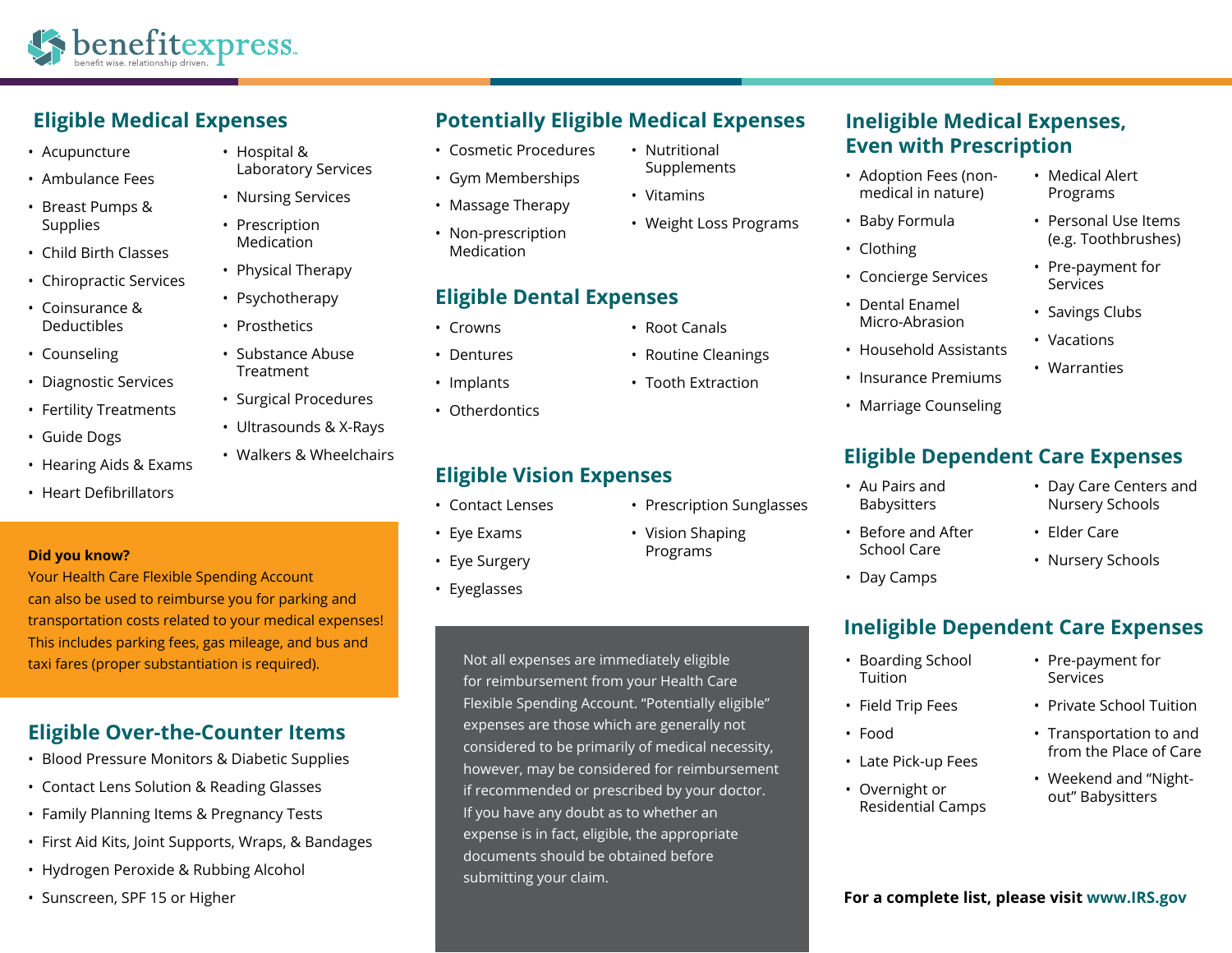## Eligible Medical Expenses

- Acupuncture
- Ambulance Fees
- Breast Pumps & Supplies
- Child Birth Classes
- Chiropractic Services
- Coinsurance & Deductibles
- Counseling
- Diagnostic Services
- Fertility Treatments
- Guide Dogs
- Hearing Aids & Exams
- Heart Defibrillators
- Hospital & Laboratory Services
- Nursing Services
- Prescription Medication
- Physical Therapy
- Psychotherapy
- Prosthetics
- Substance Abuse Treatment
- Surgical Procedures
- Ultrasounds & X-Rays
- Walkers & Wheelchairs

**Did you know?**
Your Health Care Flexible Spending Account can also be used to reimburse you for parking and transportation costs related to your medical expenses! This includes parking fees, gas mileage, and bus and taxi fares (proper substantiation is required).

## Eligible Over-the-Counter Items

- Blood Pressure Monitors & Diabetic Supplies
- Contact Lens Solution & Reading Glasses
- Family Planning Items & Pregnancy Tests
- First Aid Kits, Joint Supports, Wraps, & Bandages
- Hydrogen Peroxide & Rubbing Alcohol
- Sunscreen, SPF 15 or Higher

## Potentially Eligible Medical Expenses

- Cosmetic Procedures
- Gym Memberships
- Massage Therapy
- Non-prescription Medication
- Nutritional Supplements
- Vitamins
- Weight Loss Programs

## Eligible Dental Expenses

- Crowns
- Dentures
- Implants
- Otherdontics
- Root Canals
- Routine Cleanings
- Tooth Extraction

## Eligible Vision Expenses

- Contact Lenses
- Eye Exams
- Eye Surgery
- Eyeglasses
- Prescription Sunglasses
- Vision Shaping Programs

Not all expenses are immediately eligible for reimbursement from your Health Care Flexible Spending Account. "Potentially eligible" expenses are those which are generally not considered to be primarily of medical necessity, however, may be considered for reimbursement if recommended or prescribed by your doctor. If you have any doubt as to whether an expense is in fact, eligible, the appropriate documents should be obtained before submitting your claim.

## Ineligible Medical Expenses, Even with Prescription

- Adoption Fees (non-medical in nature)
- Baby Formula
- Clothing
- Concierge Services
- Dental Enamel Micro-Abrasion
- Household Assistants
- Insurance Premiums
- Marriage Counseling
- Medical Alert Programs
- Personal Use Items (e.g. Toothbrushes)
- Pre-payment for Services
- Savings Clubs
- Vacations
- Warranties

## Eligible Dependent Care Expenses

- Au Pairs and Babysitters
- Before and After School Care
- Day Camps
- Day Care Centers and Nursery Schools
- Elder Care
- Nursery Schools

## Ineligible Dependent Care Expenses

- Boarding School Tuition
- Field Trip Fees
- Food
- Late Pick-up Fees
- Overnight or Residential Camps
- Pre-payment for Services
- Private School Tuition
- Transportation to and from the Place of Care
- Weekend and "Night-out" Babysitters

**For a complete list, please visit www.IRS.gov**